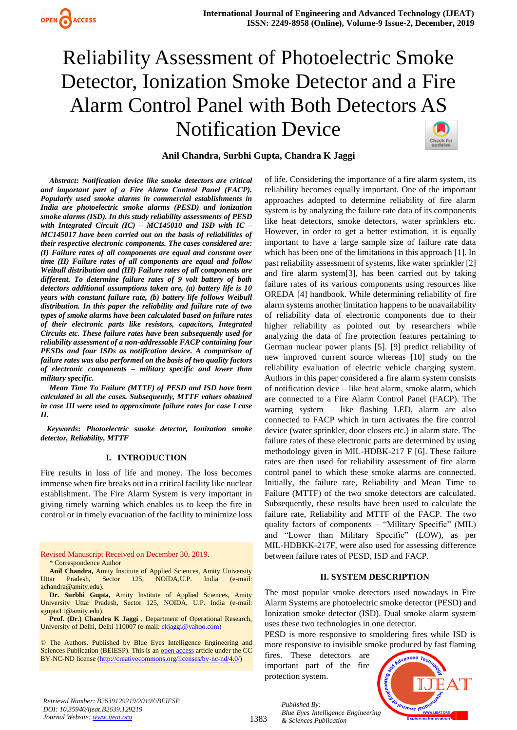# Reliability Assessment of Photoelectric Smoke Detector, Ionization Smoke Detector and a Fire Alarm Control Panel with Both Detectors AS Notification Device

**Anil Chandra, Surbhi Gupta, Chandra K Jaggi**

***Abstract: Notification device like smoke detectors are critical and important part of a Fire Alarm Control Panel (FACP). Popularly used smoke alarms in commercial establishments in India are photoelectric smoke alarms (PESD) and ionization smoke alarms (ISD). In this study reliability assessments of PESD with Integrated Circuit (IC) – MC145010 and ISD with IC – MC145017 have been carried out on the basis of reliabilities of their respective electronic components. The cases considered are: (I) Failure rates of all components are equal and constant over time (II) Failure rates of all components are equal and follow Weibull distribution and (III) Failure rates of all components are different. To determine failure rates of 9 volt battery of both detectors additional assumptions taken are, (a) battery life is 10 years with constant failure rate, (b) battery life follows Weibull distribution. In this paper the reliability and failure rate of two types of smoke alarms have been calculated based on failure rates of their electronic parts like resistors, capacitors, Integrated Circuits etc. These failure rates have been subsequently used for reliability assessment of a non-addressable FACP containing four PESDs and four ISDs as notification device. A comparison of failure rates was also performed on the basis of two quality factors of electronic components – military specific and lower than military specific.***

***Mean Time To Failure (MTTF) of PESD and ISD have been calculated in all the cases. Subsequently, MTTF values obtained in case III were used to approximate failure rates for case I case II.***

***Keywords: Photoelectric smoke detector, Ionization smoke detector, Reliability, MTTF***

## I. INTRODUCTION

Fire results in loss of life and money. The loss becomes immense when fire breaks out in a critical facility like nuclear establishment. The Fire Alarm System is very important in giving timely warning which enables us to keep the fire in control or in timely evacuation of the facility to minimize loss of life. Considering the importance of a fire alarm system, its reliability becomes equally important. One of the important approaches adopted to determine reliability of fire alarm system is by analyzing the failure rate data of its components like heat detectors, smoke detectors, water sprinklers etc. However, in order to get a better estimation, it is equally important to have a large sample size of failure rate data which has been one of the limitations in this approach [1]. In past reliability assessment of systems, like water sprinkler [2] and fire alarm system[3], has been carried out by taking failure rates of its various components using resources like OREDA [4] handbook. While determining reliability of fire alarm systems another limitation happens to be unavailability of reliability data of electronic components due to their higher reliability as pointed out by researchers while analyzing the data of fire protection features pertaining to German nuclear power plants [5]. [9] predict reliability of new improved current source whereas [10] study on the reliability evaluation of electric vehicle charging system. Authors in this paper considered a fire alarm system consists of notification device – like heat alarm, smoke alarm, which are connected to a Fire Alarm Control Panel (FACP). The warning system – like flashing LED, alarm are also connected to FACP which in turn activates the fire control device (water sprinkler, door closers etc.) in alarm state. The failure rates of these electronic parts are determined by using methodology given in MIL-HDBK-217 F [6]. These failure rates are then used for reliability assessment of fire alarm control panel to which these smoke alarms are connected. Initially, the failure rate, Reliability and Mean Time to Failure (MTTF) of the two smoke detectors are calculated. Subsequently, these results have been used to calculate the failure rate, Reliability and MTTF of the FACP. The two quality factors of components – "Military Specific" (MIL) and "Lower than Military Specific" (LOW), as per MIL-HDBKK-217F, were also used for assessing difference between failure rates of PESD, ISD and FACP.

## II. SYSTEM DESCRIPTION

The most popular smoke detectors used nowadays in Fire Alarm Systems are photoelectric smoke detector (PESD) and Ionization smoke detector (ISD). Dual smoke alarm system uses these two technologies in one detector.

PESD is more responsive to smoldering fires while ISD is more responsive to invisible smoke produced by fast flaming fires. These detectors are important part of the fire protection system.

---

Revised Manuscript Received on December 30, 2019.

\* Correspondence Author

**Anil Chandra,** Amity Institute of Applied Sciences, Amity University Uttar Pradesh, Sector 125, NOIDA,U.P. India (e-mail: achandra@amity.edu).

**Dr. Surbhi Gupta,** Amity Institute of Applied Sciences, Amity University Uttar Pradesh, Sector 125, NOIDA, U.P. India (e-mail: sgupta11@amity.edu).

**Prof. (Dr.) Chandra K Jaggi** , Department of Operational Research, University of Delhi, Delhi 110007 (e-mail: ckjaggi@yahoo.com)

© The Authors. Published by Blue Eyes Intelligence Engineering and Sciences Publication (BEIESP). This is an open access article under the CC BY-NC-ND license (http://creativecommons.org/licenses/by-nc-nd/4.0/)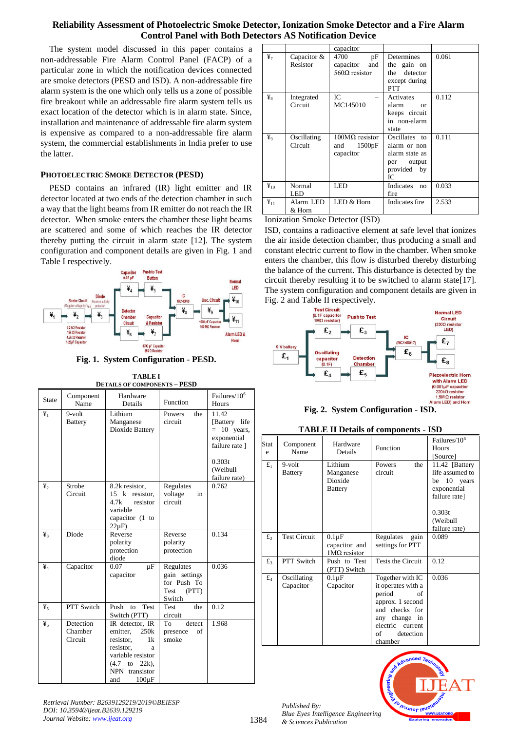## Reliability Assessment of Photoelectric Smoke Detector, Ionization Smoke Detector and a Fire Alarm Control Panel with Both Detectors AS Notification Device

The system model discussed in this paper contains a non-addressable Fire Alarm Control Panel (FACP) of a particular zone in which the notification devices connected are smoke detectors (PESD and ISD). A non-addressable fire alarm system is the one which only tells us a zone of possible fire breakout while an addressable fire alarm system tells us exact location of the detector which is in alarm state. Since, installation and maintenance of addressable fire alarm system is expensive as compared to a non-addressable fire alarm system, the commercial establishments in India prefer to use the latter.

### PHOTOELECTRIC SMOKE DETECTOR (PESD)

PESD contains an infrared (IR) light emitter and IR detector located at two ends of the detection chamber in such a way that the light beams from IR emitter do not reach the IR detector. When smoke enters the chamber these light beams are scattered and some of which reaches the IR detector thereby putting the circuit in alarm state [12]. The system configuration and component details are given in Fig. 1 and Table I respectively.

**Fig. 1. System Configuration - PESD.**

**TABLE I**
**DETAILS OF COMPONENTS – PESD**

| State | Component Name | Hardware Details | Function | Failures/$10^6$ Hours |
|---|---|---|---|---|
| ¥1 | 9-volt Battery | Lithium Manganese Dioxide Battery | Powers the circuit | 11.42 [Battery life = 10 years, exponential failure rate ] 0.303t (Weibull failure rate) |
| ¥2 | Strobe Circuit | 8.2k resistor, 15 k resistor, 4.7k resistor variable capacitor (1 to 22μF) | Regulates voltage in circuit | 0.762 |
| ¥3 | Diode | Reverse polarity protection diode | Reverse polarity protection | 0.134 |
| ¥4 | Capacitor | 0.07 μF capacitor | Regulates gain settings for Push To Test (PTT) Switch | 0.036 |
| ¥5 | PTT Switch | Push to Test Switch (PTT) | Test the circuit | 0.12 |
| ¥6 | Detection Chamber Circuit | IR detector, IR emitter, 250k resistor, 1k resistor, a variable resistor (4.7 to 22k), NPN transistor and 100μF capacitor | To detect presence of smoke | 1.968 |
| ¥7 | Capacitor & Resistor | 4700 pF capacitor and 560Ω resistor | Determines the gain on the detector except during PTT | 0.061 |
| ¥8 | Integrated Circuit | IC – MC145010 | Activates alarm or keeps circuit in non-alarm state | 0.112 |
| ¥9 | Oscillating Circuit | 100MΩ resistor and 1500pF capacitor | Oscillates to alarm or non alarm state as per output provided by IC | 0.111 |
| ¥10 | Normal LED | LED | Indicates no fire | 0.033 |
| ¥11 | Alarm LED & Horn | LED & Horn | Indicates fire | 2.533 |

Ionization Smoke Detector (ISD)

ISD, contains a radioactive element at safe level that ionizes the air inside detection chamber, thus producing a small and constant electric current to flow in the chamber. When smoke enters the chamber, this flow is disturbed thereby disturbing the balance of the current. This disturbance is detected by the circuit thereby resulting it to be switched to alarm state[17]. The system configuration and component details are given in Fig. 2 and Table II respectively.

**Fig. 2. System Configuration - ISD.**

**TABLE II Details of components - ISD**

| State | Component Name | Hardware Details | Function | Failures/$10^6$ Hours [Source] |
|---|---|---|---|---|
| £1 | 9-volt Battery | Lithium Manganese Dioxide Battery | Powers the circuit | 11.42 [Battery life assumed to be 10 years exponential failure rate] 0.303t (Weibull failure rate) |
| £2 | Test Circuit | 0.1μF capacitor and 1MΩ resistor | Regulates gain settings for PTT | 0.089 |
| £3 | PTT Switch | Push to Test (PTT) Switch | Tests the Circuit | 0.12 |
| £4 | Oscillating Capacitor | 0.1μF Capacitor | Together with IC it operates with a period of approx. 1 second and checks for any change in electric current of detection chamber | 0.036 |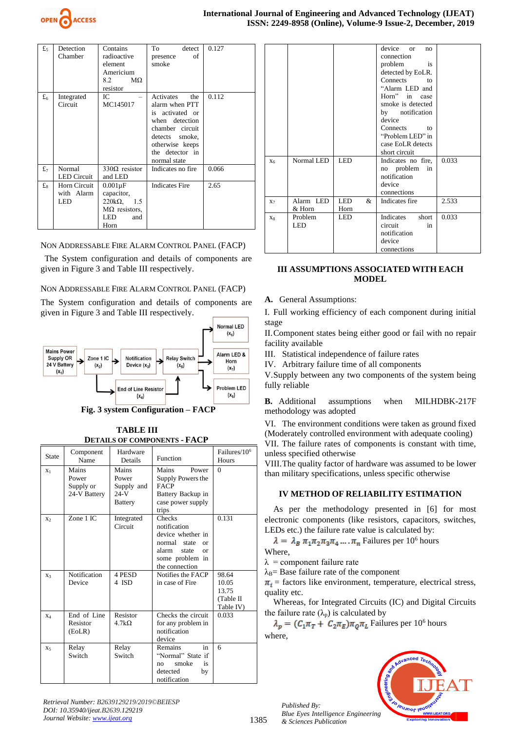| £5 | Detection Chamber | Contains radioactive element Americium 8.2 MΩ resistor | To detect presence of smoke | 0.127 |
|---|---|---|---|---|
| £6 | Integrated Circuit | IC – MC145017 | Activates the alarm when PTT is activated or when detection chamber circuit detects smoke, otherwise keeps the detector in normal state | 0.112 |
| £7 | Normal LED Circuit | 330Ω resistor and LED | Indicates no fire | 0.066 |
| £8 | Horn Circuit with Alarm LED | 0.001μF capacitor, 220kΩ, 1.5 MΩ resistors, LED and Horn | Indicates Fire | 2.65 |

NON ADDRESSABLE FIRE ALARM CONTROL PANEL (FACP)

The System configuration and details of components are given in Figure 3 and Table III respectively.

NON ADDRESSABLE FIRE ALARM CONTROL PANEL (FACP)

The System configuration and details of components are given in Figure 3 and Table III respectively.

Mains Power Supply OR 24 V Battery ($x_1$) → Zone 1 IC ($x_2$) → Notification Device ($x_3$) → Relay Switch ($x_5$) → Normal LED ($x_6$) / Alarm LED & Horn ($x_7$) / Problem LED ($x_8$); End of Line Resistor ($x_4$)

**Fig. 3 system Configuration – FACP**

**TABLE III**
**DETAILS OF COMPONENTS - FACP**

| State | Component Name | Hardware Details | Function | Failures/$10^6$ Hours |
|---|---|---|---|---|
| $x_1$ | Mains Power Supply or 24-V Battery | Mains Power Supply and 24-V Battery | Mains Power Supply Powers the FACP Battery Backup in case power supply trips | 0 |
| $x_2$ | Zone 1 IC | Integrated Circuit | Checks notification device whether in normal state or alarm state or some problem in the connection | 0.131 |
| $x_3$ | Notification Device | 4 PESD 4 ISD | Notifies the FACP in case of Fire | 98.64 10.05 13.75 (Table II Table IV) |
| $x_4$ | End of Line Resistor (EoLR) | Resistor 4.7kΩ | Checks the circuit for any problem in notification device | 0.033 |
| $x_5$ | Relay Switch | Relay Switch | Remains in "Normal" State if no smoke is detected by notification device or no connection problem is detected by EoLR. Connects to "Alarm LED and Horn" in case smoke is detected by notification device Connects to "Problem LED" in case EoLR detects short circuit | 6 |
| $x_6$ | Normal LED | LED | Indicates no fire, no problem in notification device connections | 0.033 |
| $x_7$ | Alarm LED & Horn | LED & Horn | Indicates fire | 2.533 |
| $x_8$ | Problem LED | LED | Indicates short circuit in notification device connections | 0.033 |

## III ASSUMPTIONS ASSOCIATED WITH EACH MODEL

**A.** General Assumptions:

I. Full working efficiency of each component during initial stage

II. Component states being either good or fail with no repair facility available

III. Statistical independence of failure rates

IV. Arbitrary failure time of all components

V. Supply between any two components of the system being fully reliable

**B.** Additional assumptions when MILHDBK-217F methodology was adopted

VI. The environment conditions were taken as ground fixed (Moderately controlled environment with adequate cooling)

VII. The failure rates of components is constant with time, unless specified otherwise

VIII. The quality factor of hardware was assumed to be lower than military specifications, unless specific otherwise

## IV METHOD OF RELIABILITY ESTIMATION

As per the methodology presented in [6] for most electronic components (like resistors, capacitors, switches, LEDs etc.) the failure rate value is calculated by:

$\lambda = \lambda_B\, \pi_1 \pi_2 \pi_3 \pi_4 \ldots \pi_n$ Failures per $10^6$ hours

Where,

$\lambda$ = component failure rate

$\lambda_B$ = Base failure rate of the component

$\pi_i$ = factors like environment, temperature, electrical stress, quality etc.

Whereas, for Integrated Circuits (IC) and Digital Circuits the failure rate ($\lambda_p$) is calculated by

$\lambda_p = (C_1\pi_T + C_2\pi_E)\pi_Q\pi_L$ Failures per $10^6$ hours

where,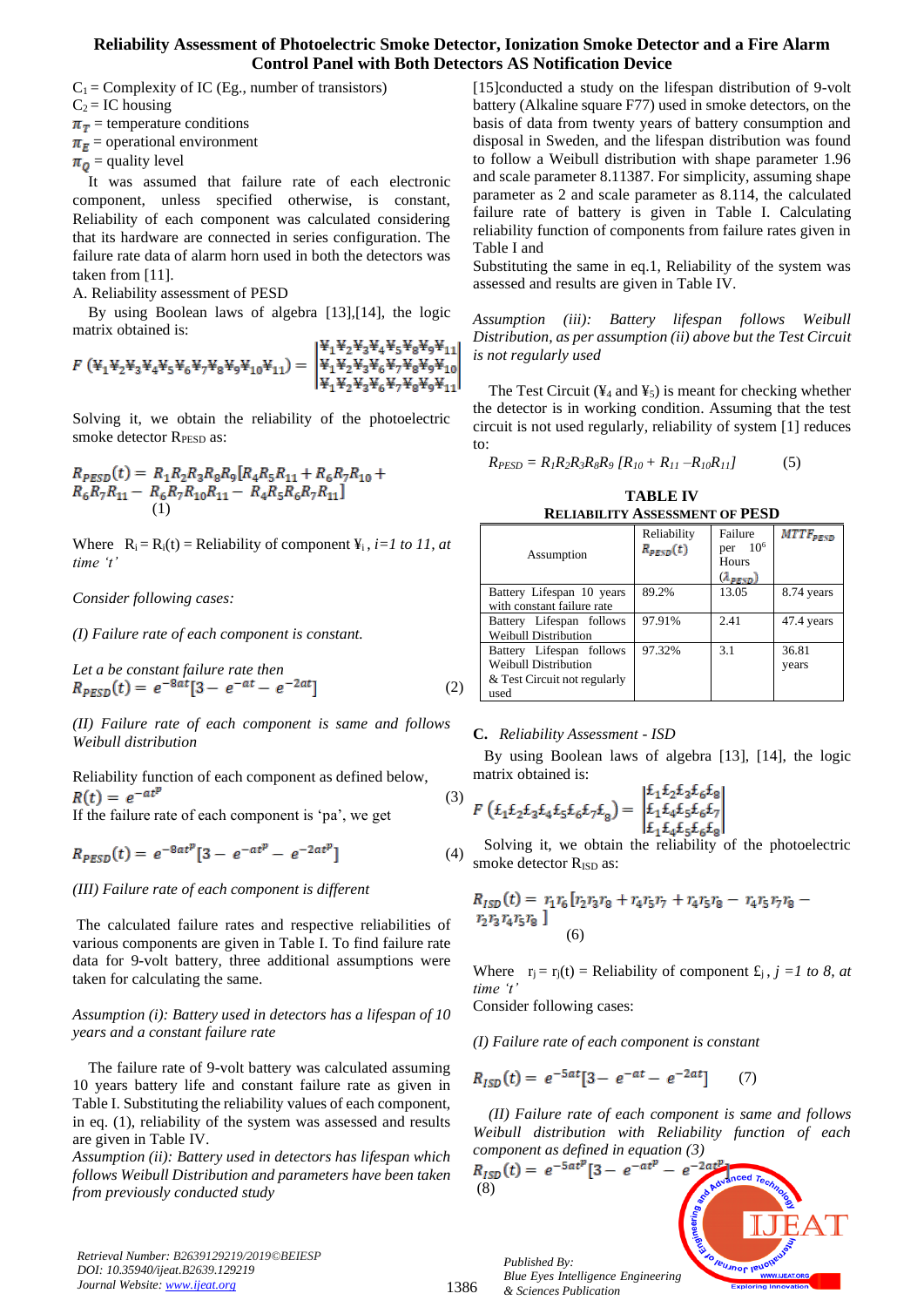$C_1$ = Complexity of IC (Eg., number of transistors)

$C_2$ = IC housing

$\pi_T$ = temperature conditions

$\pi_E$ = operational environment

$\pi_Q$ = quality level

It was assumed that failure rate of each electronic component, unless specified otherwise, is constant, Reliability of each component was calculated considering that its hardware are connected in series configuration. The failure rate data of alarm horn used in both the detectors was taken from [11].

A. Reliability assessment of PESD

By using Boolean laws of algebra [13],[14], the logic matrix obtained is:

$$F\left(¥_1¥_2¥_3¥_4¥_5¥_6¥_7¥_8¥_9¥_{10}¥_{11}\right) = \begin{vmatrix} ¥_1¥_2¥_3¥_4¥_5¥_8¥_9¥_{11} \\ ¥_1¥_2¥_3¥_6¥_7¥_8¥_9¥_{10} \\ ¥_1¥_2¥_3¥_6¥_7¥_8¥_9¥_{11} \end{vmatrix}$$

Solving it, we obtain the reliability of the photoelectric smoke detector $R_{PESD}$ as:

$$R_{PESD}(t) = R_1R_2R_3R_8R_9\left[R_4R_5R_{11} + R_6R_7R_{10} + R_6R_7R_{11} - R_6R_7R_{10}R_{11} - R_4R_5R_6R_7R_{11}\right] \quad (1)$$

Where $R_i = R_i(t)$ = Reliability of component $¥_i$, *i=1 to 11, at time 't'*

*Consider following cases:*

*(I) Failure rate of each component is constant.*

*Let a be constant failure rate then*

$$R_{PESD}(t) = e^{-8at}\left[3 - e^{-at} - e^{-2at}\right] \quad (2)$$

*(II) Failure rate of each component is same and follows Weibull distribution*

Reliability function of each component as defined below,

$$R(t) = e^{-at^p} \quad (3)$$

If the failure rate of each component is 'pa', we get

$$R_{PESD}(t) = e^{-8at^p}\left[3 - e^{-at^p} - e^{-2at^p}\right] \quad (4)$$

*(III) Failure rate of each component is different*

The calculated failure rates and respective reliabilities of various components are given in Table I. To find failure rate data for 9-volt battery, three additional assumptions were taken for calculating the same.

*Assumption (i): Battery used in detectors has a lifespan of 10 years and a constant failure rate*

The failure rate of 9-volt battery was calculated assuming 10 years battery life and constant failure rate as given in Table I. Substituting the reliability values of each component, in eq. (1), reliability of the system was assessed and results are given in Table IV.

*Assumption (ii): Battery used in detectors has lifespan which follows Weibull Distribution and parameters have been taken from previously conducted study*

[15]conducted a study on the lifespan distribution of 9-volt battery (Alkaline square F77) used in smoke detectors, on the basis of data from twenty years of battery consumption and disposal in Sweden, and the lifespan distribution was found to follow a Weibull distribution with shape parameter 1.96 and scale parameter 8.11387. For simplicity, assuming shape parameter as 2 and scale parameter as 8.114, the calculated failure rate of battery is given in Table I. Calculating reliability function of components from failure rates given in Table I and

Substituting the same in eq.1, Reliability of the system was assessed and results are given in Table IV.

*Assumption (iii): Battery lifespan follows Weibull Distribution, as per assumption (ii) above but the Test Circuit is not regularly used*

The Test Circuit ($¥_4$ and $¥_5$) is meant for checking whether the detector is in working condition. Assuming that the test circuit is not used regularly, reliability of system [1] reduces to:

$$R_{PESD} = R_1R_2R_3R_8R_9\left[R_{10} + R_{11} - R_{10}R_{11}\right] \quad (5)$$

**TABLE IV**
**RELIABILITY ASSESSMENT OF PESD**

| Assumption | Reliability $R_{PESD}(t)$ | Failure per $10^6$ Hours ($\lambda_{PESD}$) | $MTTF_{PESD}$ |
|---|---|---|---|
| Battery Lifespan 10 years with constant failure rate | 89.2% | 13.05 | 8.74 years |
| Battery Lifespan follows Weibull Distribution | 97.91% | 2.41 | 47.4 years |
| Battery Lifespan follows Weibull Distribution & Test Circuit not regularly used | 97.32% | 3.1 | 36.81 years |

**C.** *Reliability Assessment - ISD*

By using Boolean laws of algebra [13], [14], the logic matrix obtained is:

$$F\left(£_1£_2£_3£_4£_5£_6£_7£_8\right) = \begin{vmatrix} £_1£_2£_3£_6£_8 \\ £_1£_4£_5£_6£_7 \\ £_1£_4£_5£_6£_8 \end{vmatrix}$$

Solving it, we obtain the reliability of the photoelectric smoke detector $R_{ISD}$ as:

$$R_{ISD}(t) = r_1r_6\left[r_2r_3r_8 + r_4r_5r_7 + r_4r_5r_8 - r_4r_5r_7r_8 - r_2r_3r_4r_5r_8\right] \quad (6)$$

Where $r_j = r_j(t)$ = Reliability of component $£_j$, *j =1 to 8, at time 't'*

Consider following cases:

*(I) Failure rate of each component is constant*

$$R_{ISD}(t) = e^{-5at}\left[3 - e^{-at} - e^{-2at}\right] \quad (7)$$

*(II) Failure rate of each component is same and follows Weibull distribution with Reliability function of each component as defined in equation (3)*

$$R_{ISD}(t) = e^{-5at^p}\left[3 - e^{-at^p} - e^{-2at^p}\right] \quad (8)$$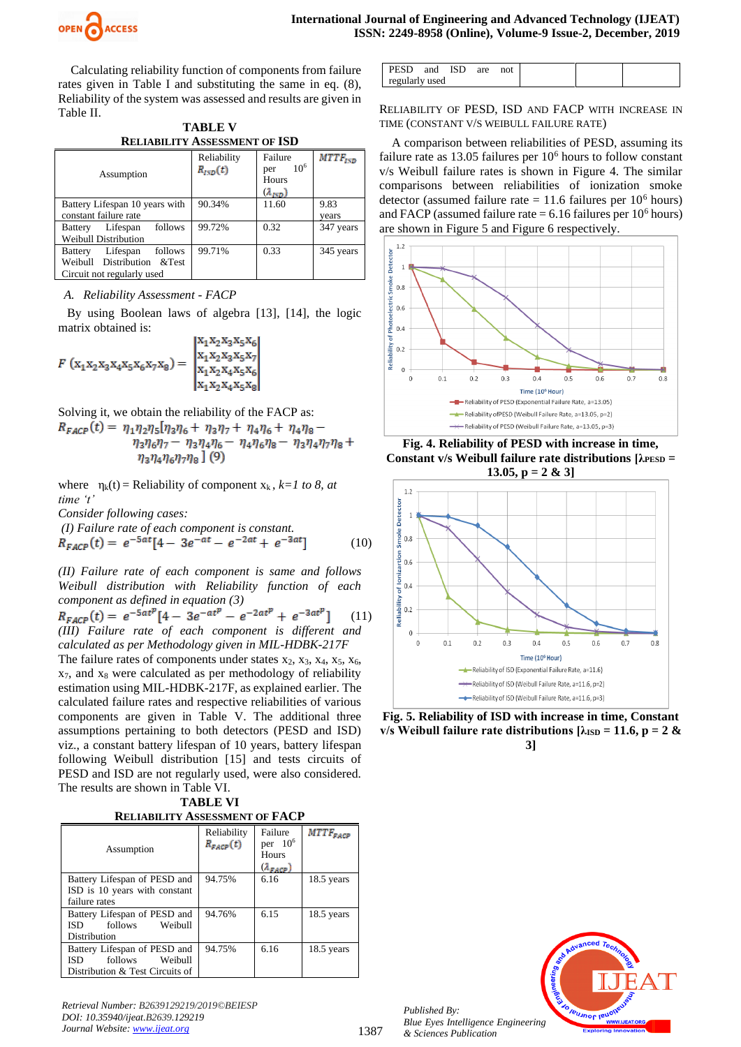Calculating reliability function of components from failure rates given in Table I and substituting the same in eq. (8), Reliability of the system was assessed and results are given in Table II.

**TABLE V**
**RELIABILITY ASSESSMENT OF ISD**

| Assumption | Reliability $R_{ISD}(t)$ | Failure per $10^6$ Hours ($\lambda_{ISD}$) | $MTTF_{ISD}$ |
|---|---|---|---|
| Battery Lifespan 10 years with constant failure rate | 90.34% | 11.60 | 9.83 years |
| Battery Lifespan follows Weibull Distribution | 99.72% | 0.32 | 347 years |
| Battery Lifespan follows Weibull Distribution &Test Circuit not regularly used | 99.71% | 0.33 | 345 years |

### A. *Reliability Assessment - FACP*

By using Boolean laws of algebra [13], [14], the logic matrix obtained is:

$$F\left(x_1x_2x_3x_4x_5x_6x_7x_8\right) = \begin{vmatrix} x_1x_2x_3x_5x_6 \\ x_1x_2x_3x_5x_7 \\ x_1x_2x_4x_5x_6 \\ x_1x_2x_4x_5x_8 \end{vmatrix}$$

Solving it, we obtain the reliability of the FACP as:

$$R_{FACP}(t) = \eta_1\eta_2\eta_5[\eta_3\eta_6 + \eta_3\eta_7 + \eta_4\eta_6 + \eta_4\eta_8 - \eta_3\eta_6\eta_7 - \eta_3\eta_4\eta_6 - \eta_4\eta_6\eta_8 - \eta_3\eta_4\eta_7\eta_8 + \eta_3\eta_4\eta_6\eta_7\eta_8\,] \quad (9)$$

where $\eta_k(t)$ = Reliability of component $x_k$, *k=1 to 8, at time 't'*

*Consider following cases:*

*(I) Failure rate of each component is constant.*

$$R_{FACP}(t) = e^{-5at}[4 - 3e^{-at} - e^{-2at} + e^{-3at}] \quad (10)$$

*(II) Failure rate of each component is same and follows Weibull distribution with Reliability function of each component as defined in equation (3)*

$$R_{FACP}(t) = e^{-5at^p}[4 - 3e^{-at^p} - e^{-2at^p} + e^{-3at^p}] \quad (11)$$

*(III) Failure rate of each component is different and calculated as per Methodology given in MIL-HDBK-217F*

The failure rates of components under states $x_2$, $x_3$, $x_4$, $x_5$, $x_6$, $x_7$, and $x_8$ were calculated as per methodology of reliability estimation using MIL-HDBK-217F, as explained earlier. The calculated failure rates and respective reliabilities of various components are given in Table V. The additional three assumptions pertaining to both detectors (PESD and ISD) viz., a constant battery lifespan of 10 years, battery lifespan following Weibull distribution [15] and tests circuits of PESD and ISD are not regularly used, were also considered. The results are shown in Table VI.

**TABLE VI**
**RELIABILITY ASSESSMENT OF FACP**

| Assumption | Reliability $R_{FACP}(t)$ | Failure per $10^6$ Hours ($\lambda_{FACP}$) | $MTTF_{FACP}$ |
|---|---|---|---|
| Battery Lifespan of PESD and ISD is 10 years with constant failure rates | 94.75% | 6.16 | 18.5 years |
| Battery Lifespan of PESD and ISD follows Weibull Distribution | 94.76% | 6.15 | 18.5 years |
| Battery Lifespan of PESD and ISD follows Weibull Distribution & Test Circuits of PESD and ISD are not regularly used | 94.75% | 6.16 | 18.5 years |

RELIABILITY OF PESD, ISD AND FACP WITH INCREASE IN TIME (CONSTANT V/S WEIBULL FAILURE RATE)

A comparison between reliabilities of PESD, assuming its failure rate as 13.05 failures per $10^6$ hours to follow constant v/s Weibull failure rates is shown in Figure 4. The similar comparisons between reliabilities of ionization smoke detector (assumed failure rate = 11.6 failures per $10^6$ hours) and FACP (assumed failure rate = 6.16 failures per $10^6$ hours) are shown in Figure 5 and Figure 6 respectively.

**Fig. 4. Reliability of PESD with increase in time, Constant v/s Weibull failure rate distributions [$\lambda_{PESD}$ = 13.05, p = 2 & 3]**

**Fig. 5. Reliability of ISD with increase in time, Constant v/s Weibull failure rate distributions [$\lambda_{ISD}$ = 11.6, p = 2 & 3]**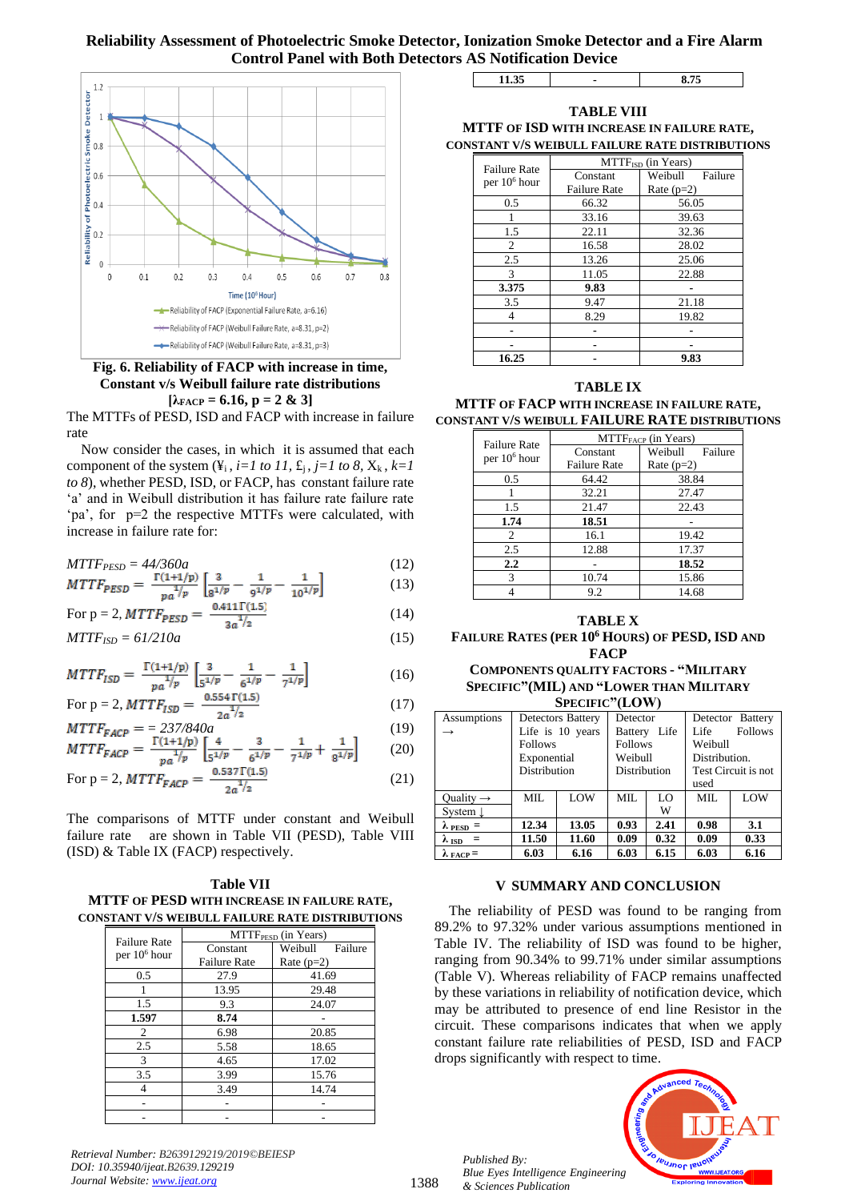Fig. 6. Reliability of FACP with increase in time, Constant v/s Weibull failure rate distributions [$\lambda_{FACP}$ = 6.16, p = 2 & 3]

The MTTFs of PESD, ISD and FACP with increase in failure rate

Now consider the cases, in which it is assumed that each component of the system (¥ᵢ, *i=1 to 11*, £ⱼ, *j=1 to 8*, $X_k$, *k=1 to 8*), whether PESD, ISD, or FACP, has constant failure rate 'a' and in Weibull distribution it has failure rate failure rate 'pa', for p=2 the respective MTTFs were calculated, with increase in failure rate for:

$$MTTF_{PESD} = 44/360a \quad (12)$$

$$MTTF_{PESD} = \frac{\Gamma(1+1/p)}{pa^{1/p}}\left[\frac{3}{8^{1/p}} - \frac{1}{9^{1/p}} - \frac{1}{10^{1/p}}\right] \quad (13)$$

$$\text{For } p = 2, MTTF_{PESD} = \frac{0.411\Gamma(1.5)}{3a^{1/2}} \quad (14)$$

$$MTTF_{ISD} = 61/210a \quad (15)$$

$$MTTF_{ISD} = \frac{\Gamma(1+1/p)}{pa^{1/p}}\left[\frac{3}{5^{1/p}} - \frac{1}{6^{1/p}} - \frac{1}{7^{1/p}}\right] \quad (16)$$

$$\text{For } p = 2, MTTF_{ISD} = \frac{0.554\Gamma(1.5)}{2a^{1/2}} \quad (17)$$

$$MTTF_{FACP} = 237/840a \quad (19)$$

$$MTTF_{FACP} = \frac{\Gamma(1+1/p)}{pa^{1/p}}\left[\frac{4}{5^{1/p}} - \frac{3}{6^{1/p}} - \frac{1}{7^{1/p}} + \frac{1}{8^{1/p}}\right] \quad (20)$$

$$\text{For } p = 2, MTTF_{FACP} = \frac{0.537\Gamma(1.5)}{2a^{1/2}} \quad (21)$$

The comparisons of MTTF under constant and Weibull failure rate are shown in Table VII (PESD), Table VIII (ISD) & Table IX (FACP) respectively.

**Table VII**

**MTTF OF PESD WITH INCREASE IN FAILURE RATE, CONSTANT V/S WEIBULL FAILURE RATE DISTRIBUTIONS**

| Failure Rate per $10^6$ hour | $MTTF_{PESD}$ (in Years) | |
|---|---|---|
| | Constant Failure Rate | Weibull Failure Rate (p=2) |
| 0.5 | 27.9 | 41.69 |
| 1 | 13.95 | 29.48 |
| 1.5 | 9.3 | 24.07 |
| **1.597** | **8.74** | - |
| 2 | 6.98 | 20.85 |
| 2.5 | 5.58 | 18.65 |
| 3 | 4.65 | 17.02 |
| 3.5 | 3.99 | 15.76 |
| 4 | 3.49 | 14.74 |
| - | - | - |
| - | - | - |
| **11.35** | - | **8.75** |

**TABLE VIII**

**MTTF OF ISD WITH INCREASE IN FAILURE RATE, CONSTANT V/S WEIBULL FAILURE RATE DISTRIBUTIONS**

| Failure Rate per $10^6$ hour | $MTTF_{ISD}$ (in Years) | |
|---|---|---|
| | Constant Failure Rate | Weibull Failure Rate (p=2) |
| 0.5 | 66.32 | 56.05 |
| 1 | 33.16 | 39.63 |
| 1.5 | 22.11 | 32.36 |
| 2 | 16.58 | 28.02 |
| 2.5 | 13.26 | 25.06 |
| 3 | 11.05 | 22.88 |
| **3.375** | **9.83** | - |
| 3.5 | 9.47 | 21.18 |
| 4 | 8.29 | 19.82 |
| - | - | - |
| - | - | - |
| **16.25** | - | **9.83** |

**TABLE IX**

**MTTF OF FACP WITH INCREASE IN FAILURE RATE, CONSTANT V/S WEIBULL FAILURE RATE DISTRIBUTIONS**

| Failure Rate per $10^6$ hour | $MTTF_{FACP}$ (in Years) | |
|---|---|---|
| | Constant Failure Rate | Weibull Failure Rate (p=2) |
| 0.5 | 64.42 | 38.84 |
| 1 | 32.21 | 27.47 |
| 1.5 | 21.47 | 22.43 |
| **1.74** | **18.51** | - |
| 2 | 16.1 | 19.42 |
| 2.5 | 12.88 | 17.37 |
| **2.2** | - | **18.52** |
| 3 | 10.74 | 15.86 |
| 4 | 9.2 | 14.68 |

**TABLE X**

**FAILURE RATES (PER $10^6$ HOURS) OF PESD, ISD AND FACP COMPONENTS QUALITY FACTORS - "MILITARY SPECIFIC"(MIL) AND "LOWER THAN MILITARY SPECIFIC"(LOW)**

| Assumptions → | Detectors Battery Life is 10 years Follows Exponential Distribution | | Detector Battery Life Follows Weibull Distribution | | Detector Battery Life Follows Weibull Distribution. Test Circuit is not used | |
|---|---|---|---|---|---|---|
| Quality → System ↓ | MIL | LOW | MIL | LOW | MIL | LOW |
| **$\lambda_{PESD}$ =** | **12.34** | **13.05** | **0.93** | **2.41** | **0.98** | **3.1** |
| **$\lambda_{ISD}$ =** | **11.50** | **11.60** | **0.09** | **0.32** | **0.09** | **0.33** |
| **$\lambda_{FACP}$ =** | **6.03** | **6.16** | **6.03** | **6.15** | **6.03** | **6.16** |

## V SUMMARY AND CONCLUSION

The reliability of PESD was found to be ranging from 89.2% to 97.32% under various assumptions mentioned in Table IV. The reliability of ISD was found to be higher, ranging from 90.34% to 99.71% under similar assumptions (Table V). Whereas reliability of FACP remains unaffected by these variations in reliability of notification device, which may be attributed to presence of end line Resistor in the circuit. These comparisons indicates that when we apply constant failure rate reliabilities of PESD, ISD and FACP drops significantly with respect to time.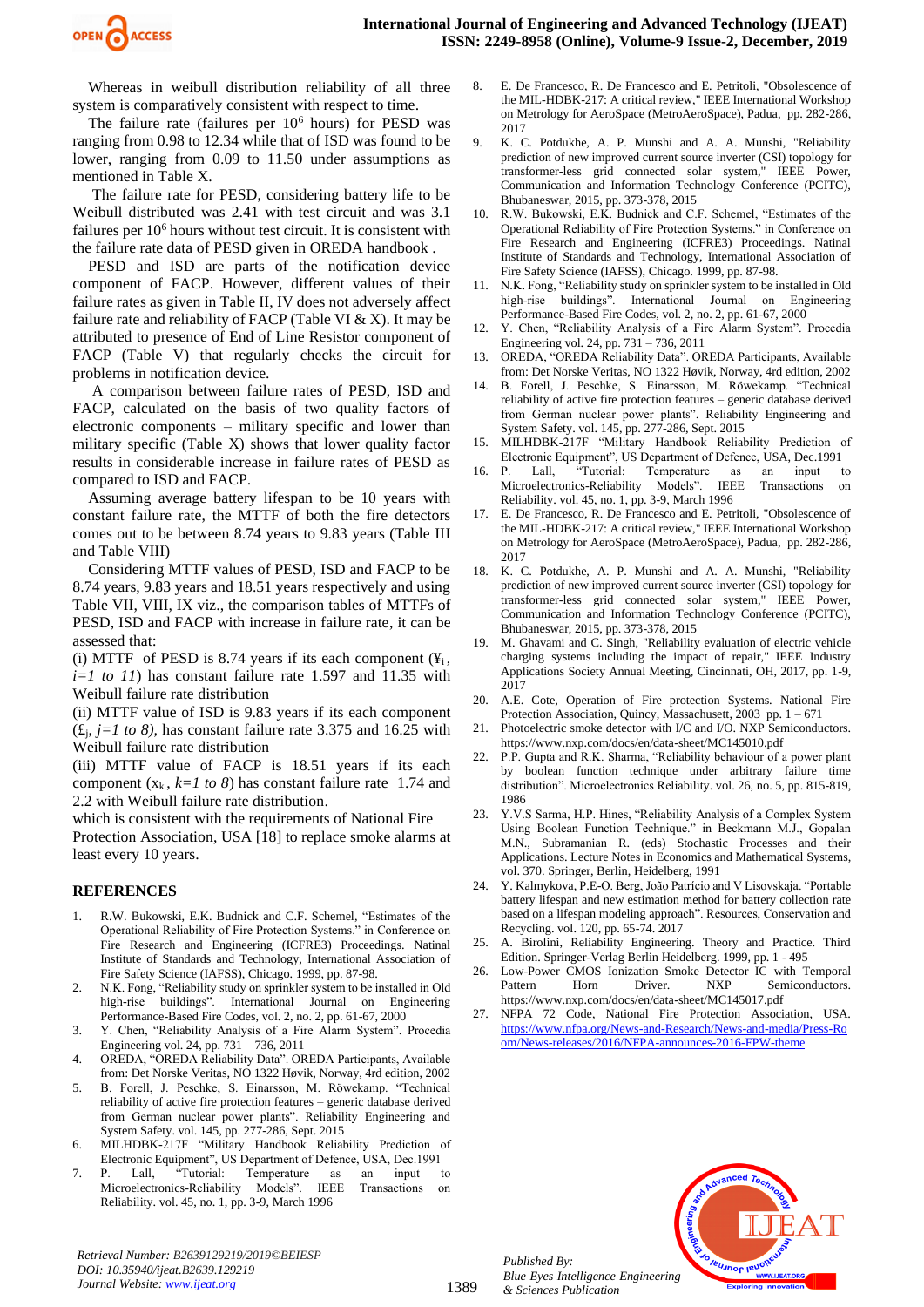Whereas in weibull distribution reliability of all three system is comparatively consistent with respect to time.

The failure rate (failures per $10^6$ hours) for PESD was ranging from 0.98 to 12.34 while that of ISD was found to be lower, ranging from 0.09 to 11.50 under assumptions as mentioned in Table X.

The failure rate for PESD, considering battery life to be Weibull distributed was 2.41 with test circuit and was 3.1 failures per $10^6$ hours without test circuit. It is consistent with the failure rate data of PESD given in OREDA handbook .

PESD and ISD are parts of the notification device component of FACP. However, different values of their failure rates as given in Table II, IV does not adversely affect failure rate and reliability of FACP (Table VI & X). It may be attributed to presence of End of Line Resistor component of FACP (Table V) that regularly checks the circuit for problems in notification device.

A comparison between failure rates of PESD, ISD and FACP, calculated on the basis of two quality factors of electronic components – military specific and lower than military specific (Table X) shows that lower quality factor results in considerable increase in failure rates of PESD as compared to ISD and FACP.

Assuming average battery lifespan to be 10 years with constant failure rate, the MTTF of both the fire detectors comes out to be between 8.74 years to 9.83 years (Table III and Table VIII)

Considering MTTF values of PESD, ISD and FACP to be 8.74 years, 9.83 years and 18.51 years respectively and using Table VII, VIII, IX viz., the comparison tables of MTTFs of PESD, ISD and FACP with increase in failure rate, it can be assessed that:

(i) MTTF of PESD is 8.74 years if its each component ($¥_i$, *i=1 to 11*) has constant failure rate 1.597 and 11.35 with Weibull failure rate distribution

(ii) MTTF value of ISD is 9.83 years if its each component ($£_j$, *j=1 to 8)*, has constant failure rate 3.375 and 16.25 with Weibull failure rate distribution

(iii) MTTF value of FACP is 18.51 years if its each component ($x_k$, *k=1 to 8*) has constant failure rate 1.74 and 2.2 with Weibull failure rate distribution.

which is consistent with the requirements of National Fire Protection Association, USA [18] to replace smoke alarms at least every 10 years.

## REFERENCES

1. R.W. Bukowski, E.K. Budnick and C.F. Schemel, "Estimates of the Operational Reliability of Fire Protection Systems." in Conference on Fire Research and Engineering (ICFRE3) Proceedings. Natinal Institute of Standards and Technology, International Association of Fire Safety Science (IAFSS), Chicago. 1999, pp. 87-98.
2. N.K. Fong, "Reliability study on sprinkler system to be installed in Old high-rise buildings". International Journal on Engineering Performance-Based Fire Codes, vol. 2, no. 2, pp. 61-67, 2000
3. Y. Chen, "Reliability Analysis of a Fire Alarm System". Procedia Engineering vol. 24, pp. 731 – 736, 2011
4. OREDA, "OREDA Reliability Data". OREDA Participants, Available from: Det Norske Veritas, NO 1322 Høvik, Norway, 4rd edition, 2002
5. B. Forell, J. Peschke, S. Einarsson, M. Röwekamp. "Technical reliability of active fire protection features – generic database derived from German nuclear power plants". Reliability Engineering and System Safety. vol. 145, pp. 277-286, Sept. 2015
6. MILHDBK-217F "Military Handbook Reliability Prediction of Electronic Equipment", US Department of Defence, USA, Dec.1991
7. P. Lall, "Tutorial: Temperature as an input to Microelectronics-Reliability Models". IEEE Transactions on Reliability. vol. 45, no. 1, pp. 3-9, March 1996
8. E. De Francesco, R. De Francesco and E. Petritoli, "Obsolescence of the MIL-HDBK-217: A critical review," IEEE International Workshop on Metrology for AeroSpace (MetroAeroSpace), Padua, pp. 282-286, 2017
9. K. C. Potdukhe, A. P. Munshi and A. A. Munshi, "Reliability prediction of new improved current source inverter (CSI) topology for transformer-less grid connected solar system," IEEE Power, Communication and Information Technology Conference (PCITC), Bhubaneswar, 2015, pp. 373-378, 2015
10. R.W. Bukowski, E.K. Budnick and C.F. Schemel, "Estimates of the Operational Reliability of Fire Protection Systems." in Conference on Fire Research and Engineering (ICFRE3) Proceedings. Natinal Institute of Standards and Technology, International Association of Fire Safety Science (IAFSS), Chicago. 1999, pp. 87-98.
11. N.K. Fong, "Reliability study on sprinkler system to be installed in Old high-rise buildings". International Journal on Engineering Performance-Based Fire Codes, vol. 2, no. 2, pp. 61-67, 2000
12. Y. Chen, "Reliability Analysis of a Fire Alarm System". Procedia Engineering vol. 24, pp. 731 – 736, 2011
13. OREDA, "OREDA Reliability Data". OREDA Participants, Available from: Det Norske Veritas, NO 1322 Høvik, Norway, 4rd edition, 2002
14. B. Forell, J. Peschke, S. Einarsson, M. Röwekamp. "Technical reliability of active fire protection features – generic database derived from German nuclear power plants". Reliability Engineering and System Safety. vol. 145, pp. 277-286, Sept. 2015
15. MILHDBK-217F "Military Handbook Reliability Prediction of Electronic Equipment", US Department of Defence, USA, Dec.1991
16. P. Lall, "Tutorial: Temperature as an input to Microelectronics-Reliability Models". IEEE Transactions on Reliability. vol. 45, no. 1, pp. 3-9, March 1996
17. E. De Francesco, R. De Francesco and E. Petritoli, "Obsolescence of the MIL-HDBK-217: A critical review," IEEE International Workshop on Metrology for AeroSpace (MetroAeroSpace), Padua, pp. 282-286, 2017
18. K. C. Potdukhe, A. P. Munshi and A. A. Munshi, "Reliability prediction of new improved current source inverter (CSI) topology for transformer-less grid connected solar system," IEEE Power, Communication and Information Technology Conference (PCITC), Bhubaneswar, 2015, pp. 373-378, 2015
19. M. Ghavami and C. Singh, "Reliability evaluation of electric vehicle charging systems including the impact of repair," IEEE Industry Applications Society Annual Meeting, Cincinnati, OH, 2017, pp. 1-9, 2017
20. A.E. Cote, Operation of Fire protection Systems. National Fire Protection Association, Quincy, Massachusett, 2003 pp. 1 – 671
21. Photoelectric smoke detector with I/C and I/O. NXP Semiconductors. https://www.nxp.com/docs/en/data-sheet/MC145010.pdf
22. P.P. Gupta and R.K. Sharma, "Reliability behaviour of a power plant by boolean function technique under arbitrary failure time distribution". Microelectronics Reliability. vol. 26, no. 5, pp. 815-819, 1986
23. Y.V.S Sarma, H.P. Hines, "Reliability Analysis of a Complex System Using Boolean Function Technique." in Beckmann M.J., Gopalan M.N., Subramanian R. (eds) Stochastic Processes and their Applications. Lecture Notes in Economics and Mathematical Systems, vol. 370. Springer, Berlin, Heidelberg, 1991
24. Y. Kalmykova, P.E-O. Berg, João Patrício and V Lisovskaja. "Portable battery lifespan and new estimation method for battery collection rate based on a lifespan modeling approach". Resources, Conservation and Recycling. vol. 120, pp. 65-74. 2017
25. A. Birolini, Reliability Engineering. Theory and Practice. Third Edition. Springer-Verlag Berlin Heidelberg. 1999, pp. 1 - 495
26. Low-Power CMOS Ionization Smoke Detector IC with Temporal Pattern Horn Driver. NXP Semiconductors. https://www.nxp.com/docs/en/data-sheet/MC145017.pdf
27. NFPA 72 Code, National Fire Protection Association, USA. https://www.nfpa.org/News-and-Research/News-and-media/Press-Room/News-releases/2016/NFPA-announces-2016-FPW-theme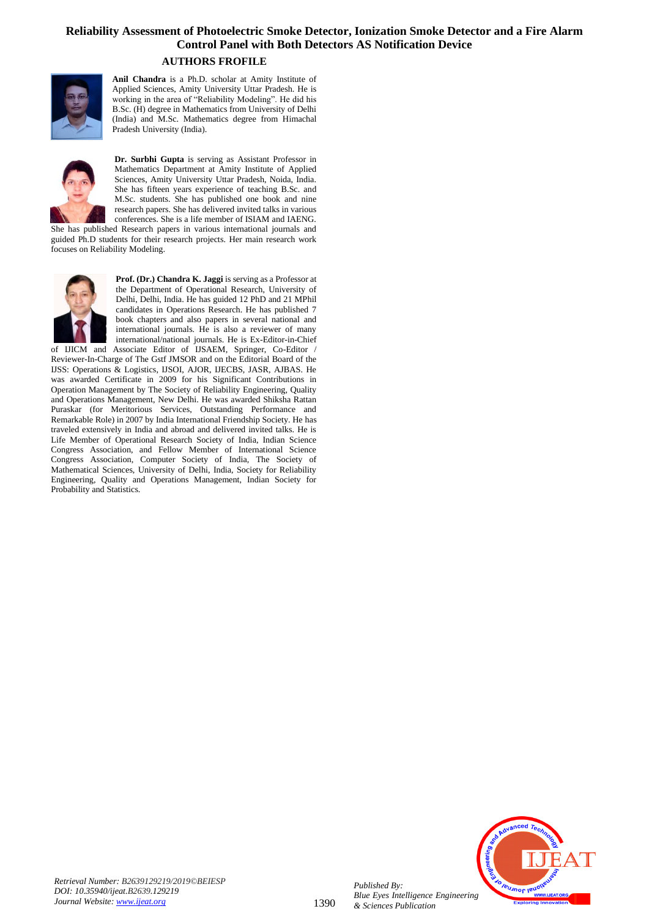## AUTHORS FROFILE

**Anil Chandra** is a Ph.D. scholar at Amity Institute of Applied Sciences, Amity University Uttar Pradesh. He is working in the area of "Reliability Modeling". He did his B.Sc. (H) degree in Mathematics from University of Delhi (India) and M.Sc. Mathematics degree from Himachal Pradesh University (India).

**Dr. Surbhi Gupta** is serving as Assistant Professor in Mathematics Department at Amity Institute of Applied Sciences, Amity University Uttar Pradesh, Noida, India. She has fifteen years experience of teaching B.Sc. and M.Sc. students. She has published one book and nine research papers. She has delivered invited talks in various conferences. She is a life member of ISIAM and IAENG. She has published Research papers in various international journals and guided Ph.D students for their research projects. Her main research work focuses on Reliability Modeling.

**Prof. (Dr.) Chandra K. Jaggi** is serving as a Professor at the Department of Operational Research, University of Delhi, Delhi, India. He has guided 12 PhD and 21 MPhil candidates in Operations Research. He has published 7 book chapters and also papers in several national and international journals. He is also a reviewer of many international/national journals. He is Ex-Editor-in-Chief of IJICM and Associate Editor of IJSAEM, Springer, Co-Editor / Reviewer-In-Charge of The Gstf JMSOR and on the Editorial Board of the IJSS: Operations & Logistics, IJSOI, AJOR, IJECBS, JASR, AJBAS. He was awarded Certificate in 2009 for his Significant Contributions in Operation Management by The Society of Reliability Engineering, Quality and Operations Management, New Delhi. He was awarded Shiksha Rattan Puraskar (for Meritorious Services, Outstanding Performance and Remarkable Role) in 2007 by India International Friendship Society. He has traveled extensively in India and abroad and delivered invited talks. He is Life Member of Operational Research Society of India, Indian Science Congress Association, and Fellow Member of International Science Congress Association, Computer Society of India, The Society of Mathematical Sciences, University of Delhi, India, Society for Reliability Engineering, Quality and Operations Management, Indian Society for Probability and Statistics.